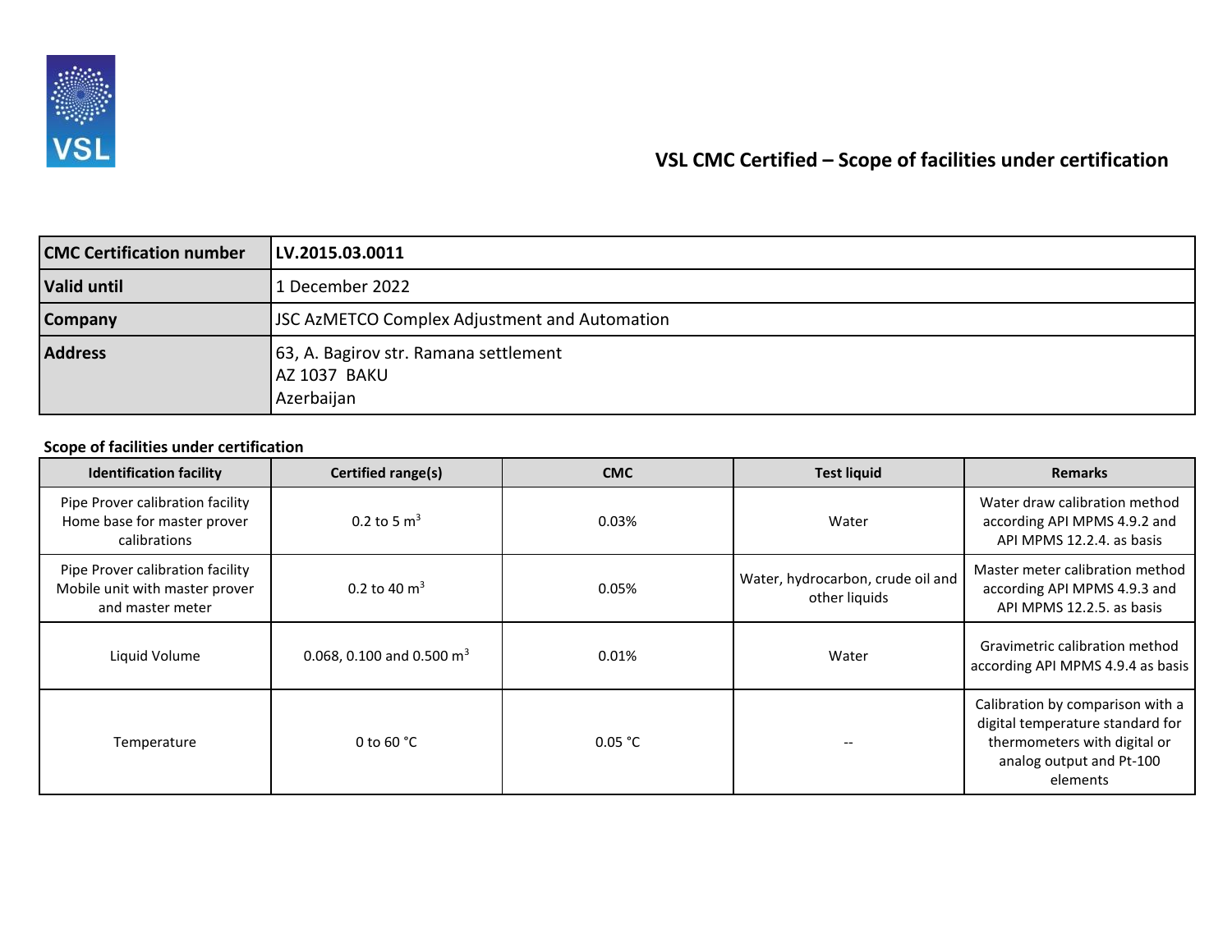# VSL CMC Certified – Scope of facilities under certification

| **CMC Certification number** | **LV.2015.03.0011** |
|---|---|
| **Valid until** | 1 December 2022 |
| **Company** | JSC AzMETCO Complex Adjustment and Automation |
| **Address** | 63, A. Bagirov str. Ramana settlement<br>AZ 1037 BAKU<br>Azerbaijan |

**Scope of facilities under certification**

| Identification facility | Certified range(s) | CMC | Test liquid | Remarks |
|---|---|---|---|---|
| Pipe Prover calibration facility Home base for master prover calibrations | 0.2 to 5 $m^3$ | 0.03% | Water | Water draw calibration method according API MPMS 4.9.2 and API MPMS 12.2.4. as basis |
| Pipe Prover calibration facility Mobile unit with master prover and master meter | 0.2 to 40 $m^3$ | 0.05% | Water, hydrocarbon, crude oil and other liquids | Master meter calibration method according API MPMS 4.9.3 and API MPMS 12.2.5. as basis |
| Liquid Volume | 0.068, 0.100 and 0.500 $m^3$ | 0.01% | Water | Gravimetric calibration method according API MPMS 4.9.4 as basis |
| Temperature | 0 to 60 °C | 0.05 °C | -- | Calibration by comparison with a digital temperature standard for thermometers with digital or analog output and Pt-100 elements |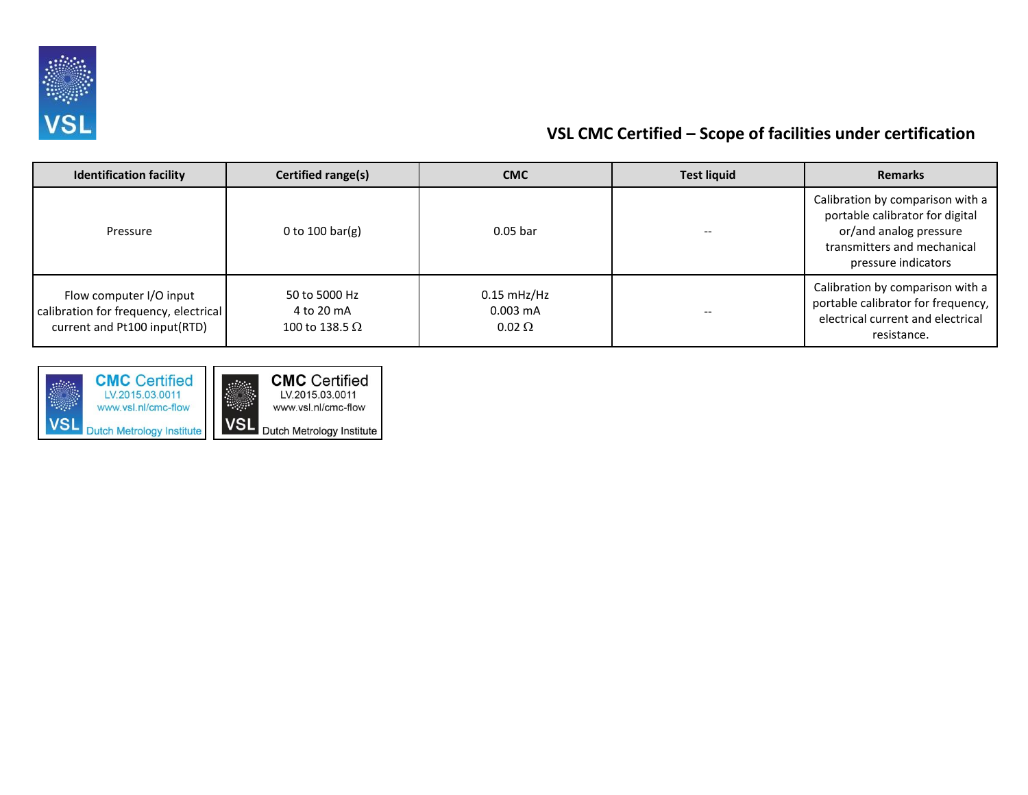# VSL CMC Certified – Scope of facilities under certification

| Identification facility | Certified range(s) | CMC | Test liquid | Remarks |
|---|---|---|---|---|
| Pressure | 0 to 100 bar(g) | 0.05 bar | -- | Calibration by comparison with a portable calibrator for digital or/and analog pressure transmitters and mechanical pressure indicators |
| Flow computer I/O input calibration for frequency, electrical current and Pt100 input(RTD) | 50 to 5000 Hz<br>4 to 20 mA<br>100 to 138.5 Ω | 0.15 mHz/Hz<br>0.003 mA<br>0.02 Ω | -- | Calibration by comparison with a portable calibrator for frequency, electrical current and electrical resistance. |

CMC Certified
LV.2015.03.0011
www.vsl.nl/cmc-flow
VSL Dutch Metrology Institute

CMC Certified
LV.2015.03.0011
www.vsl.nl/cmc-flow
VSL Dutch Metrology Institute